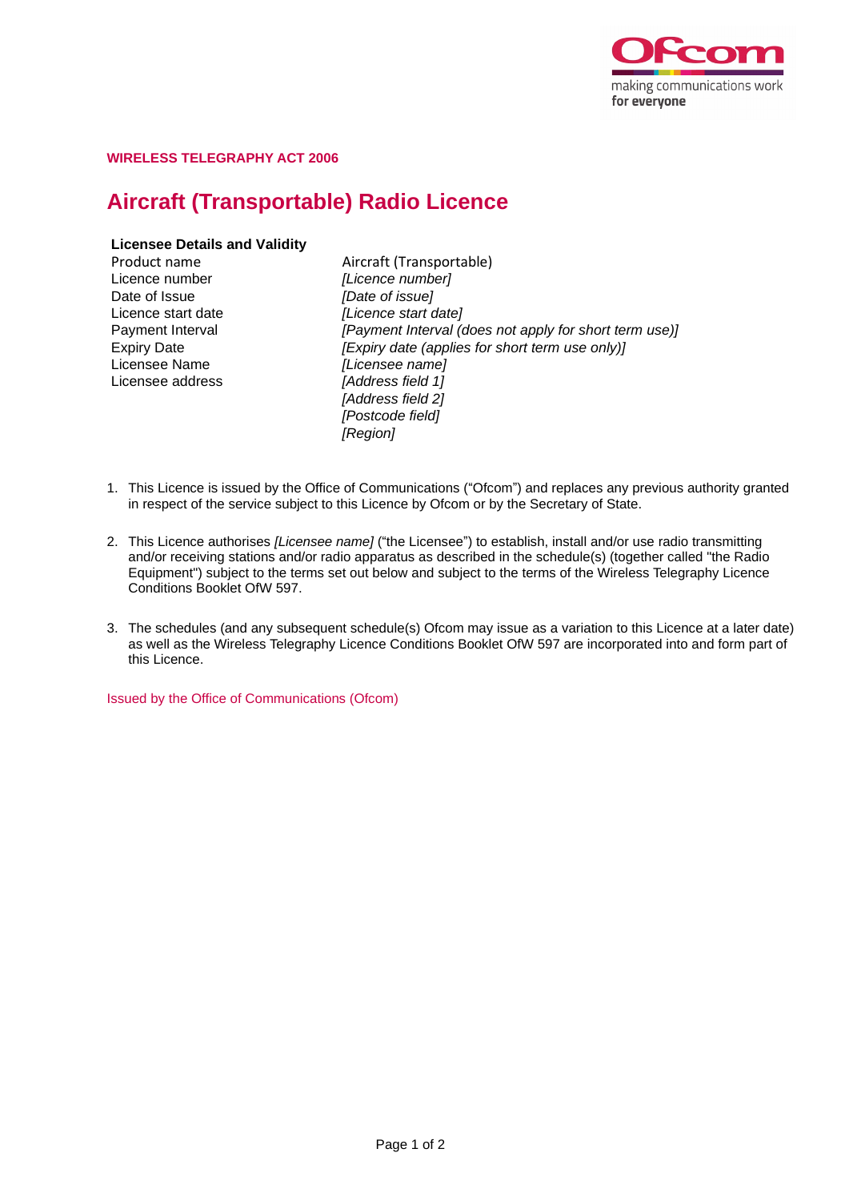**WIRELESS TELEGRAPHY ACT 2006**

# Aircraft (Transportable) Radio Licence

**Licensee Details and Validity**

| | |
|---|---|
| Product name | Aircraft (Transportable) |
| Licence number | *[Licence number]* |
| Date of Issue | *[Date of issue]* |
| Licence start date | *[Licence start date]* |
| Payment Interval | *[Payment Interval (does not apply for short term use)]* |
| Expiry Date | *[Expiry date (applies for short term use only)]* |
| Licensee Name | *[Licensee name]* |
| Licensee address | *[Address field 1]* |
| | *[Address field 2]* |
| | *[Postcode field]* |
| | *[Region]* |

1. This Licence is issued by the Office of Communications ("Ofcom") and replaces any previous authority granted in respect of the service subject to this Licence by Ofcom or by the Secretary of State.

2. This Licence authorises *[Licensee name]* ("the Licensee") to establish, install and/or use radio transmitting and/or receiving stations and/or radio apparatus as described in the schedule(s) (together called "the Radio Equipment") subject to the terms set out below and subject to the terms of the Wireless Telegraphy Licence Conditions Booklet OfW 597.

3. The schedules (and any subsequent schedule(s) Ofcom may issue as a variation to this Licence at a later date) as well as the Wireless Telegraphy Licence Conditions Booklet OfW 597 are incorporated into and form part of this Licence.

Issued by the Office of Communications (Ofcom)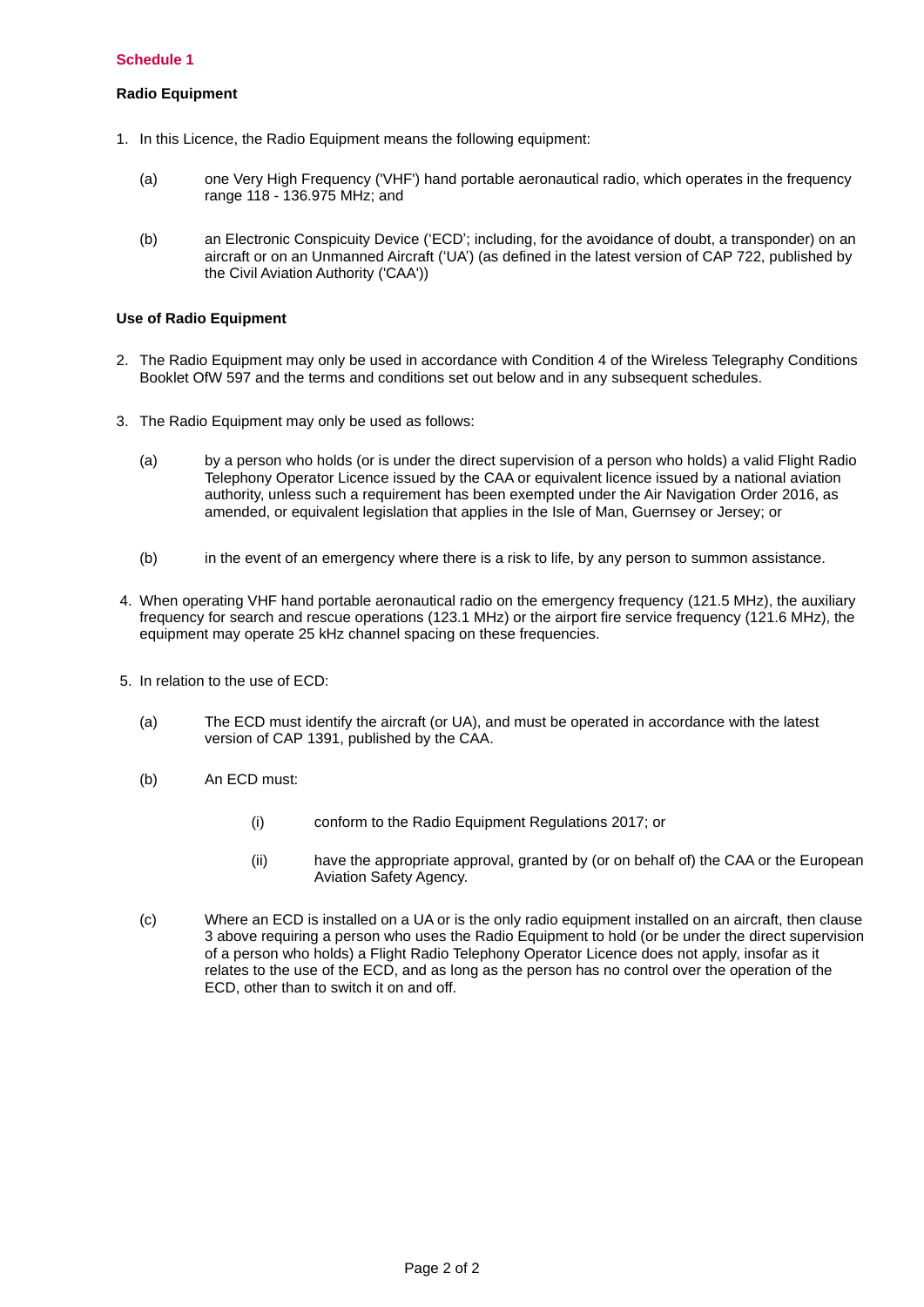## Schedule 1

### Radio Equipment

1. In this Licence, the Radio Equipment means the following equipment:

   (a) one Very High Frequency ('VHF') hand portable aeronautical radio, which operates in the frequency range 118 - 136.975 MHz; and

   (b) an Electronic Conspicuity Device ('ECD'; including, for the avoidance of doubt, a transponder) on an aircraft or on an Unmanned Aircraft ('UA') (as defined in the latest version of CAP 722, published by the Civil Aviation Authority ('CAA'))

### Use of Radio Equipment

2. The Radio Equipment may only be used in accordance with Condition 4 of the Wireless Telegraphy Conditions Booklet OfW 597 and the terms and conditions set out below and in any subsequent schedules.

3. The Radio Equipment may only be used as follows:

   (a) by a person who holds (or is under the direct supervision of a person who holds) a valid Flight Radio Telephony Operator Licence issued by the CAA or equivalent licence issued by a national aviation authority, unless such a requirement has been exempted under the Air Navigation Order 2016, as amended, or equivalent legislation that applies in the Isle of Man, Guernsey or Jersey; or

   (b) in the event of an emergency where there is a risk to life, by any person to summon assistance.

4. When operating VHF hand portable aeronautical radio on the emergency frequency (121.5 MHz), the auxiliary frequency for search and rescue operations (123.1 MHz) or the airport fire service frequency (121.6 MHz), the equipment may operate 25 kHz channel spacing on these frequencies.

5. In relation to the use of ECD:

   (a) The ECD must identify the aircraft (or UA), and must be operated in accordance with the latest version of CAP 1391, published by the CAA.

   (b) An ECD must:

      (i) conform to the Radio Equipment Regulations 2017; or

      (ii) have the appropriate approval, granted by (or on behalf of) the CAA or the European Aviation Safety Agency.

   (c) Where an ECD is installed on a UA or is the only radio equipment installed on an aircraft, then clause 3 above requiring a person who uses the Radio Equipment to hold (or be under the direct supervision of a person who holds) a Flight Radio Telephony Operator Licence does not apply, insofar as it relates to the use of the ECD, and as long as the person has no control over the operation of the ECD, other than to switch it on and off.